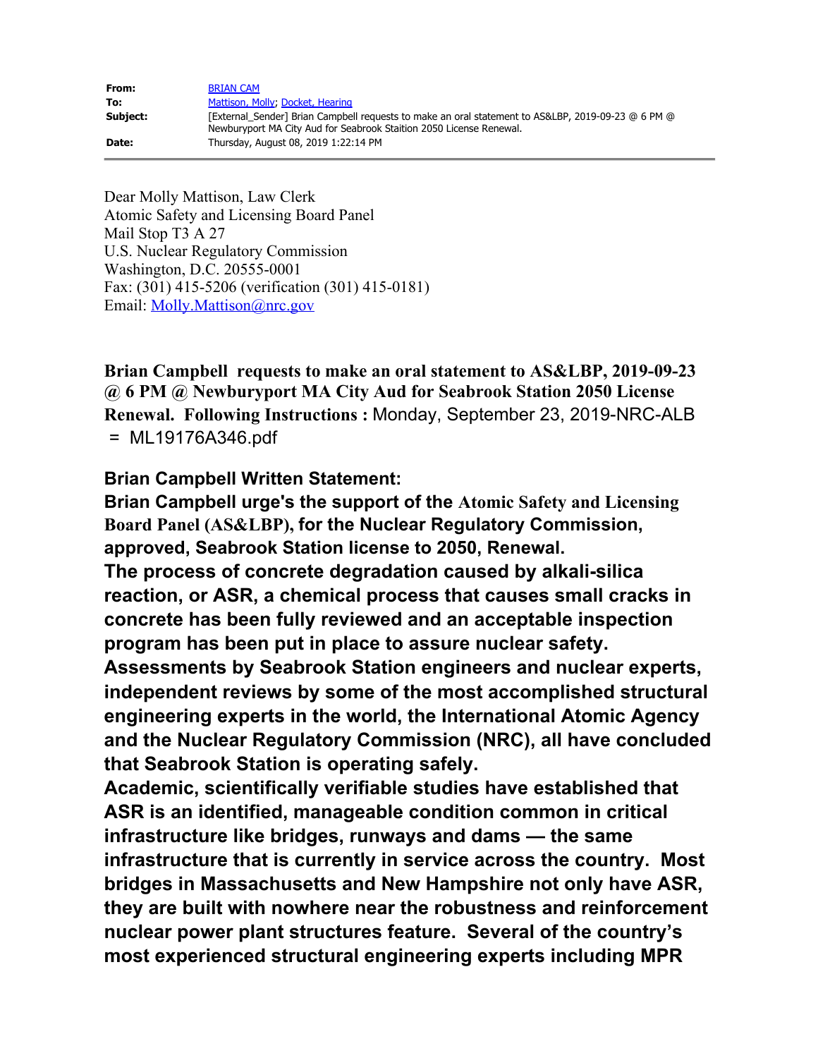| From: | BRIAN CAM |
| --- | --- |
| To: | Mattison, Molly; Docket, Hearing |
| Subject: | [External_Sender] Brian Campbell requests to make an oral statement to AS&LBP, 2019-09-23 @ 6 PM @ Newburyport MA City Aud for Seabrook Staition 2050 License Renewal. |
| Date: | Thursday, August 08, 2019 1:22:14 PM |

Dear Molly Mattison, Law Clerk
Atomic Safety and Licensing Board Panel
Mail Stop T3 A 27
U.S. Nuclear Regulatory Commission
Washington, D.C. 20555-0001
Fax: (301) 415-5206 (verification (301) 415-0181)
Email: Molly.Mattison@nrc.gov

**Brian Campbell requests to make an oral statement to AS&LBP, 2019-09-23 @ 6 PM @ Newburyport MA City Aud for Seabrook Station 2050 License Renewal. Following Instructions :** Monday, September 23, 2019-NRC-ALB = ML19176A346.pdf

**Brian Campbell Written Statement:**

**Brian Campbell urge's the support of the Atomic Safety and Licensing Board Panel (AS&LBP), for the Nuclear Regulatory Commission, approved, Seabrook Station license to 2050, Renewal.**

**The process of concrete degradation caused by alkali-silica reaction, or ASR, a chemical process that causes small cracks in concrete has been fully reviewed and an acceptable inspection program has been put in place to assure nuclear safety.**

**Assessments by Seabrook Station engineers and nuclear experts, independent reviews by some of the most accomplished structural engineering experts in the world, the International Atomic Agency and the Nuclear Regulatory Commission (NRC), all have concluded that Seabrook Station is operating safely.**

**Academic, scientifically verifiable studies have established that ASR is an identified, manageable condition common in critical infrastructure like bridges, runways and dams — the same infrastructure that is currently in service across the country. Most bridges in Massachusetts and New Hampshire not only have ASR, they are built with nowhere near the robustness and reinforcement nuclear power plant structures feature. Several of the country's most experienced structural engineering experts including MPR**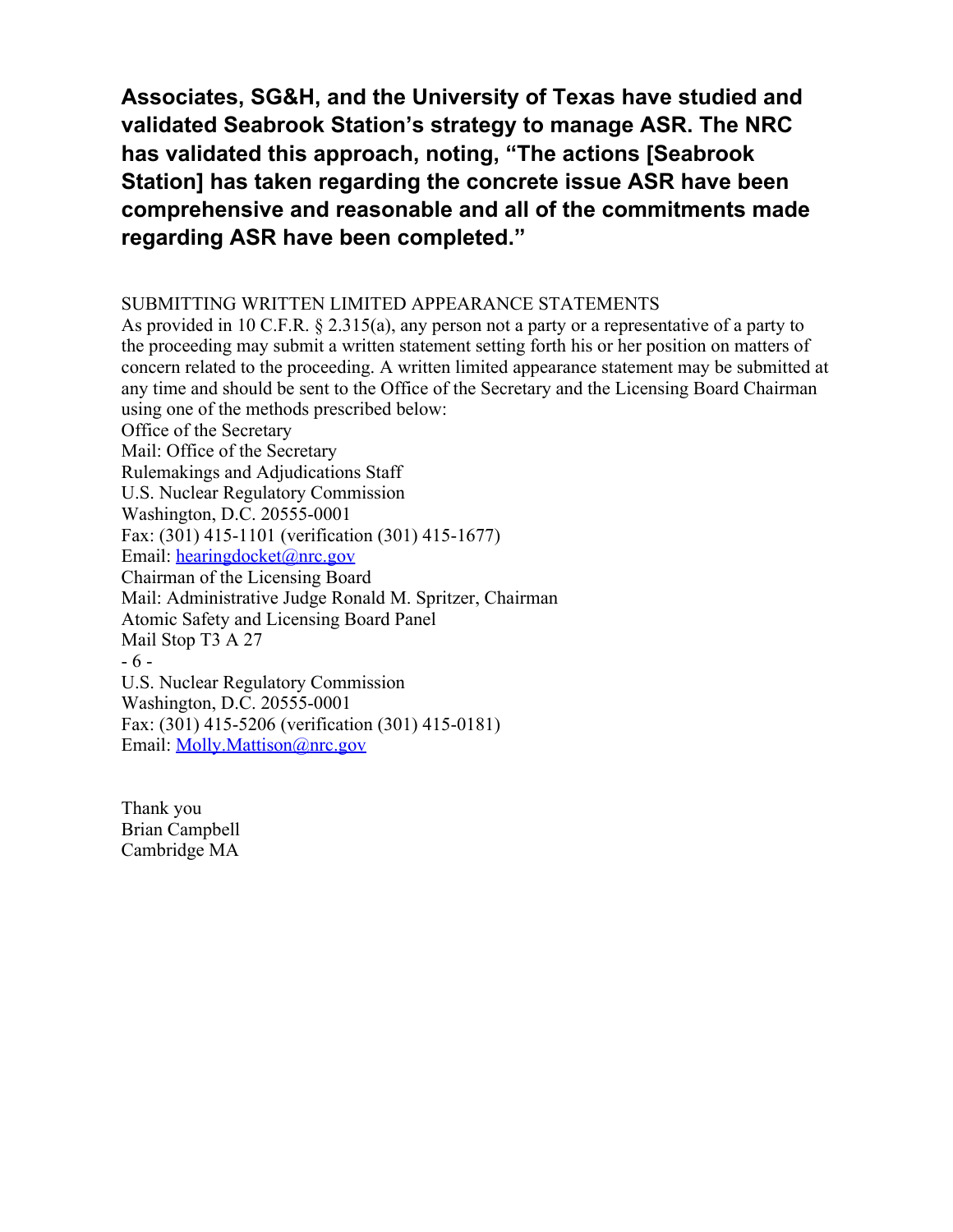**Associates, SG&H, and the University of Texas have studied and validated Seabrook Station's strategy to manage ASR. The NRC has validated this approach, noting, "The actions [Seabrook Station] has taken regarding the concrete issue ASR have been comprehensive and reasonable and all of the commitments made regarding ASR have been completed."**

SUBMITTING WRITTEN LIMITED APPEARANCE STATEMENTS

As provided in 10 C.F.R. § 2.315(a), any person not a party or a representative of a party to the proceeding may submit a written statement setting forth his or her position on matters of concern related to the proceeding. A written limited appearance statement may be submitted at any time and should be sent to the Office of the Secretary and the Licensing Board Chairman using one of the methods prescribed below:

Office of the Secretary
Mail: Office of the Secretary
Rulemakings and Adjudications Staff
U.S. Nuclear Regulatory Commission
Washington, D.C. 20555-0001
Fax: (301) 415-1101 (verification (301) 415-1677)
Email: hearingdocket@nrc.gov

Chairman of the Licensing Board
Mail: Administrative Judge Ronald M. Spritzer, Chairman
Atomic Safety and Licensing Board Panel
Mail Stop T3 A 27
- 6 -
U.S. Nuclear Regulatory Commission
Washington, D.C. 20555-0001
Fax: (301) 415-5206 (verification (301) 415-0181)
Email: Molly.Mattison@nrc.gov

Thank you
Brian Campbell
Cambridge MA